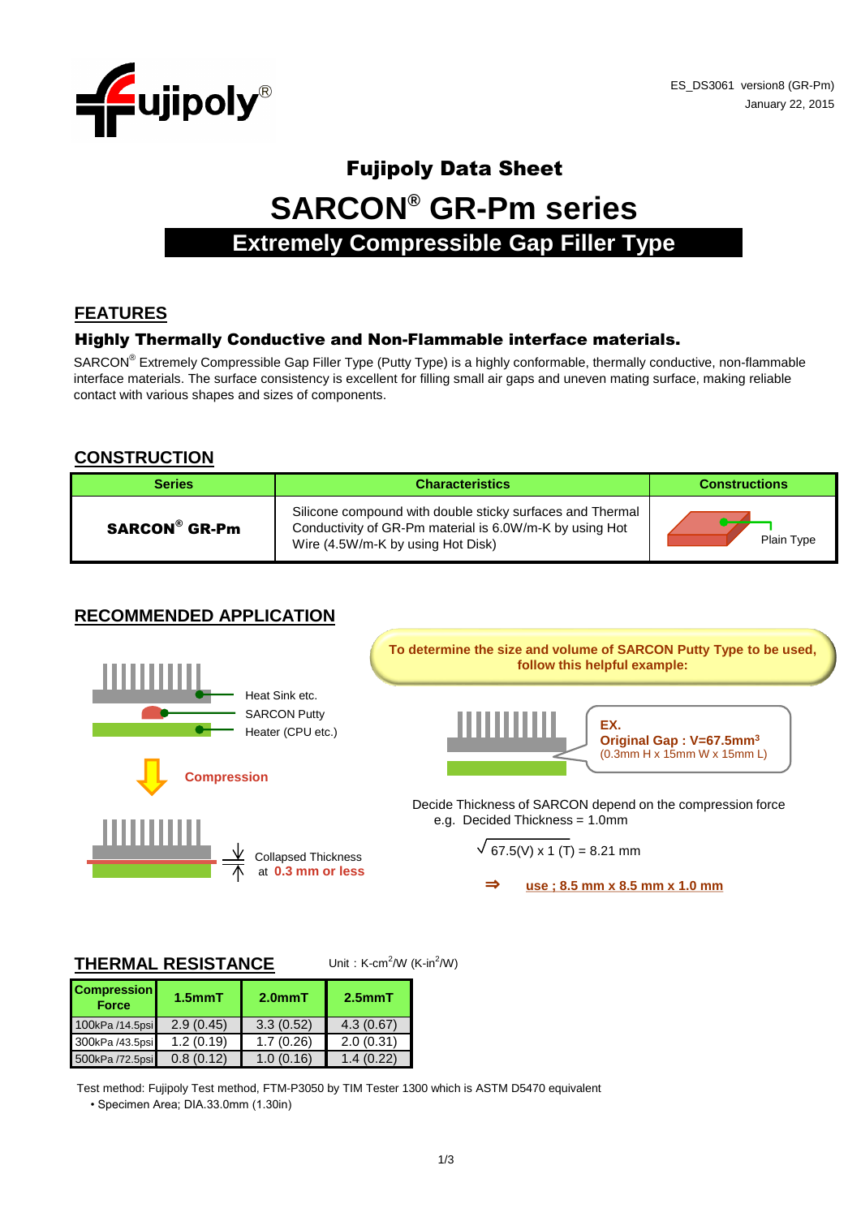ES_DS3061 version8 (GR-Pm)
January 22, 2015

# Fujipoly Data Sheet

# SARCON® GR-Pm series

## Extremely Compressible Gap Filler Type

## FEATURES

### Highly Thermally Conductive and Non-Flammable interface materials.

SARCON® Extremely Compressible Gap Filler Type (Putty Type) is a highly conformable, thermally conductive, non-flammable interface materials. The surface consistency is excellent for filling small air gaps and uneven mating surface, making reliable contact with various shapes and sizes of components.

## CONSTRUCTION

| Series | Characteristics | Constructions |
|---|---|---|
| **SARCON® GR-Pm** | Silicone compound with double sticky surfaces and Thermal Conductivity of GR-Pm material is 6.0W/m-K by using Hot Wire (4.5W/m-K by using Hot Disk) | Plain Type |

## RECOMMENDED APPLICATION

Heat Sink etc.
SARCON Putty
Heater (CPU etc.)

**Compression**

Collapsed Thickness at **0.3 mm or less**

**To determine the size and volume of SARCON Putty Type to be used, follow this helpful example:**

**EX.**
**Original Gap : V=67.5mm$^3$**
(0.3mm H x 15mm W x 15mm L)

Decide Thickness of SARCON depend on the compression force
e.g. Decided Thickness = 1.0mm

$\sqrt{67.5(V) \times 1\ (T)} = 8.21$ mm

⇒ **use ; 8.5 mm x 8.5 mm x 1.0 mm**

## THERMAL RESISTANCE

Unit : K-cm$^2$/W (K-in$^2$/W)

| Compression Force | 1.5mmT | 2.0mmT | 2.5mmT |
|---|---|---|---|
| 100kPa /14.5psi | 2.9 (0.45) | 3.3 (0.52) | 4.3 (0.67) |
| 300kPa /43.5psi | 1.2 (0.19) | 1.7 (0.26) | 2.0 (0.31) |
| 500kPa /72.5psi | 0.8 (0.12) | 1.0 (0.16) | 1.4 (0.22) |

Test method: Fujipoly Test method, FTM-P3050 by TIM Tester 1300 which is ASTM D5470 equivalent
- Specimen Area; DIA.33.0mm (1.30in)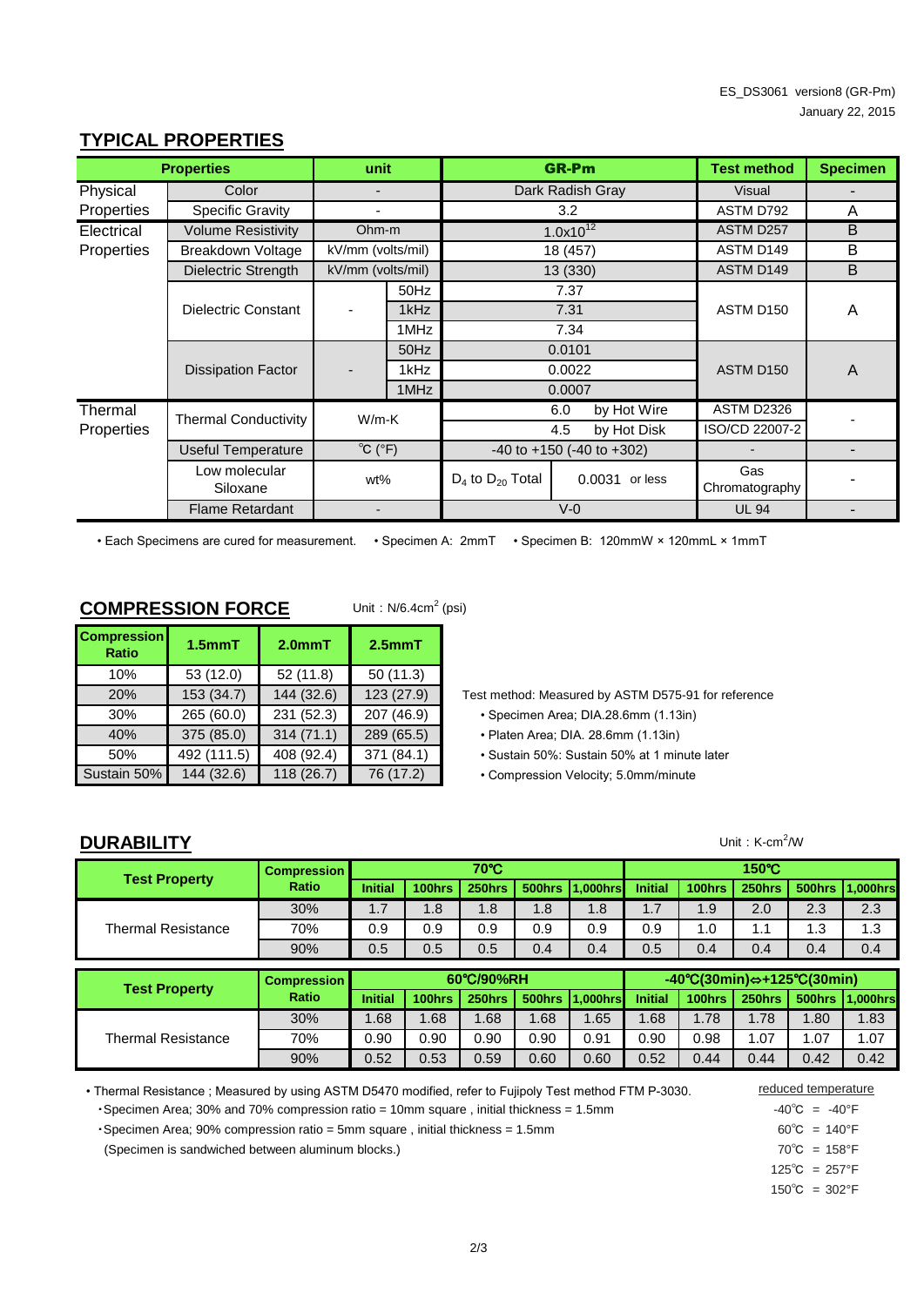ES_DS3061 version8 (GR-Pm)
January 22, 2015

## TYPICAL PROPERTIES

| Properties | | unit | | GR-Pm | | Test method | Specimen |
|---|---|---|---|---|---|---|---|
| Physical Properties | Color | - | | Dark Radish Gray | | Visual | - |
| | Specific Gravity | - | | 3.2 | | ASTM D792 | A |
| Electrical Properties | Volume Resistivity | Ohm-m | | $1.0x10^{12}$ | | ASTM D257 | B |
| | Breakdown Voltage | kV/mm (volts/mil) | | 18 (457) | | ASTM D149 | B |
| | Dielectric Strength | kV/mm (volts/mil) | | 13 (330) | | ASTM D149 | B |
| | Dielectric Constant | - | 50Hz | 7.37 | | ASTM D150 | A |
| | | | 1kHz | 7.31 | | | |
| | | | 1MHz | 7.34 | | | |
| | Dissipation Factor | - | 50Hz | 0.0101 | | ASTM D150 | A |
| | | | 1kHz | 0.0022 | | | |
| | | | 1MHz | 0.0007 | | | |
| Thermal Properties | Thermal Conductivity | W/m-K | | 6.0 | by Hot Wire | ASTM D2326 | - |
| | | | | 4.5 | by Hot Disk | ISO/CD 22007-2 | |
| | Useful Temperature | ℃ (°F) | | -40 to +150 (-40 to +302) | | - | - |
| | Low molecular Siloxane | wt% | | $D_4$ to $D_{20}$ Total | 0.0031 or less | Gas Chromatography | - |
| | Flame Retardant | - | | V-0 | | UL 94 | - |

• Each Specimens are cured for measurement. • Specimen A: 2mmT • Specimen B: 120mmW × 120mmL × 1mmT

## COMPRESSION FORCE

Unit : N/6.4cm$^2$ (psi)

| Compression Ratio | 1.5mmT | 2.0mmT | 2.5mmT |
|---|---|---|---|
| 10% | 53 (12.0) | 52 (11.8) | 50 (11.3) |
| 20% | 153 (34.7) | 144 (32.6) | 123 (27.9) |
| 30% | 265 (60.0) | 231 (52.3) | 207 (46.9) |
| 40% | 375 (85.0) | 314 (71.1) | 289 (65.5) |
| 50% | 492 (111.5) | 408 (92.4) | 371 (84.1) |
| Sustain 50% | 144 (32.6) | 118 (26.7) | 76 (17.2) |

Test method: Measured by ASTM D575-91 for reference
- Specimen Area; DIA.28.6mm (1.13in)
- Platen Area; DIA. 28.6mm (1.13in)
- Sustain 50%: Sustain 50% at 1 minute later
- Compression Velocity; 5.0mm/minute

## DURABILITY

Unit : K-cm$^2$/W

| Test Property | Compression Ratio | 70℃ | | | | | 150℃ | | | | |
|---|---|---|---|---|---|---|---|---|---|---|---|
| | | Initial | 100hrs | 250hrs | 500hrs | 1,000hrs | Initial | 100hrs | 250hrs | 500hrs | 1,000hrs |
| Thermal Resistance | 30% | 1.7 | 1.8 | 1.8 | 1.8 | 1.8 | 1.7 | 1.9 | 2.0 | 2.3 | 2.3 |
| | 70% | 0.9 | 0.9 | 0.9 | 0.9 | 0.9 | 0.9 | 1.0 | 1.1 | 1.3 | 1.3 |
| | 90% | 0.5 | 0.5 | 0.5 | 0.4 | 0.4 | 0.5 | 0.4 | 0.4 | 0.4 | 0.4 |

| Test Property | Compression Ratio | 60℃/90%RH | | | | | -40℃(30min)⇔+125℃(30min) | | | | |
|---|---|---|---|---|---|---|---|---|---|---|---|
| | | Initial | 100hrs | 250hrs | 500hrs | 1,000hrs | Initial | 100hrs | 250hrs | 500hrs | 1,000hrs |
| Thermal Resistance | 30% | 1.68 | 1.68 | 1.68 | 1.68 | 1.65 | 1.68 | 1.78 | 1.78 | 1.80 | 1.83 |
| | 70% | 0.90 | 0.90 | 0.90 | 0.90 | 0.91 | 0.90 | 0.98 | 1.07 | 1.07 | 1.07 |
| | 90% | 0.52 | 0.53 | 0.59 | 0.60 | 0.60 | 0.52 | 0.44 | 0.44 | 0.42 | 0.42 |

• Thermal Resistance ; Measured by using ASTM D5470 modified, refer to Fujipoly Test method FTM P-3030.
・Specimen Area; 30% and 70% compression ratio = 10mm square , initial thickness = 1.5mm
・Specimen Area; 90% compression ratio = 5mm square , initial thickness = 1.5mm
(Specimen is sandwiched between aluminum blocks.)

reduced temperature
-40℃ = -40°F
60℃ = 140°F
70℃ = 158°F
125℃ = 257°F
150℃ = 302°F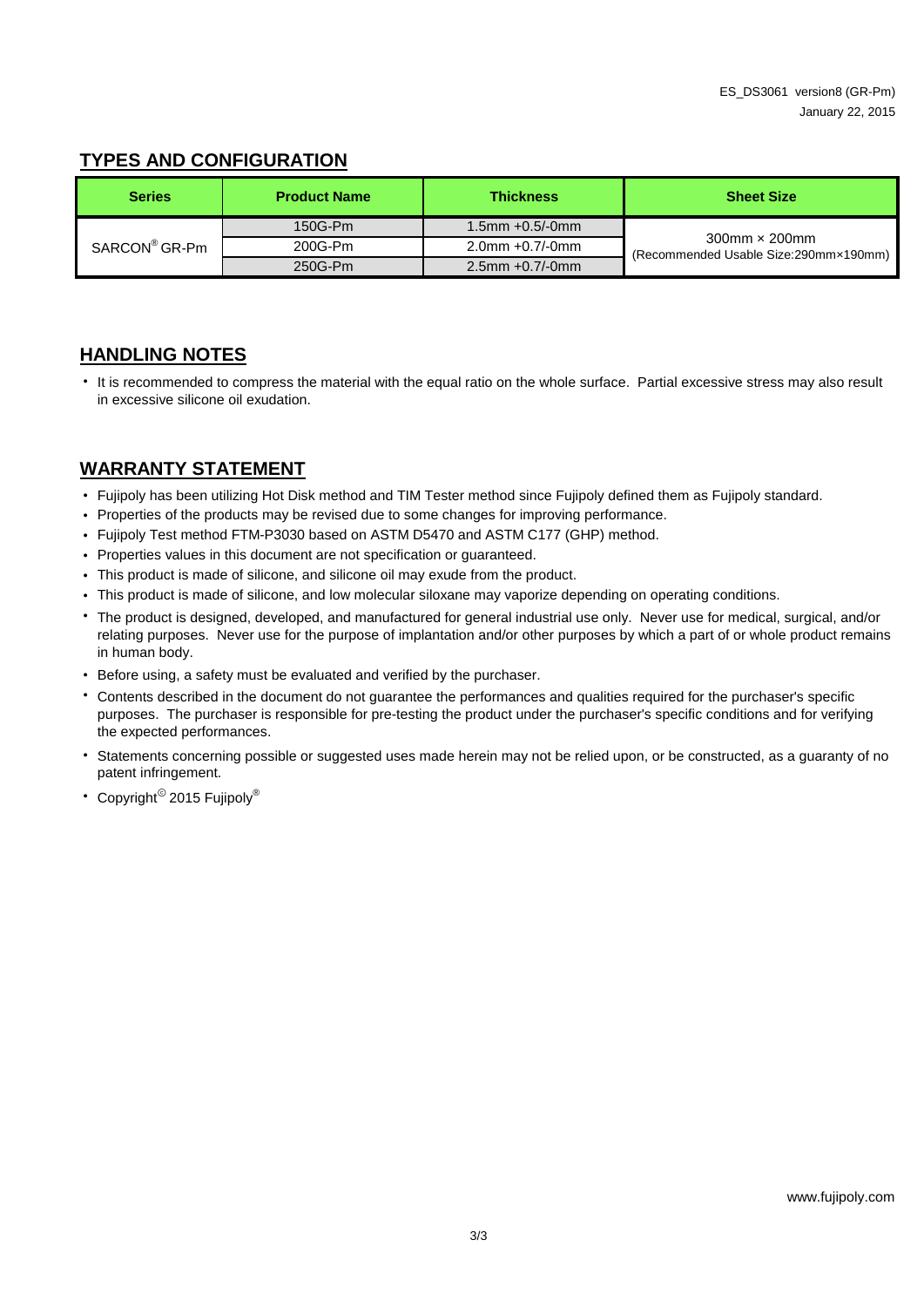ES_DS3061 version8 (GR-Pm)
January 22, 2015

## TYPES AND CONFIGURATION

| Series | Product Name | Thickness | Sheet Size |
|---|---|---|---|
| SARCON® GR-Pm | 150G-Pm | 1.5mm +0.5/-0mm | 300mm × 200mm (Recommended Usable Size:290mm×190mm) |
| | 200G-Pm | 2.0mm +0.7/-0mm | |
| | 250G-Pm | 2.5mm +0.7/-0mm | |

## HANDLING NOTES

- It is recommended to compress the material with the equal ratio on the whole surface. Partial excessive stress may also result in excessive silicone oil exudation.

## WARRANTY STATEMENT

- Fujipoly has been utilizing Hot Disk method and TIM Tester method since Fujipoly defined them as Fujipoly standard.
- Properties of the products may be revised due to some changes for improving performance.
- Fujipoly Test method FTM-P3030 based on ASTM D5470 and ASTM C177 (GHP) method.
- Properties values in this document are not specification or guaranteed.
- This product is made of silicone, and silicone oil may exude from the product.
- This product is made of silicone, and low molecular siloxane may vaporize depending on operating conditions.
- The product is designed, developed, and manufactured for general industrial use only. Never use for medical, surgical, and/or relating purposes. Never use for the purpose of implantation and/or other purposes by which a part of or whole product remains in human body.
- Before using, a safety must be evaluated and verified by the purchaser.
- Contents described in the document do not guarantee the performances and qualities required for the purchaser's specific purposes. The purchaser is responsible for pre-testing the product under the purchaser's specific conditions and for verifying the expected performances.
- Statements concerning possible or suggested uses made herein may not be relied upon, or be constructed, as a guaranty of no patent infringement.
- Copyright© 2015 Fujipoly®

www.fujipoly.com